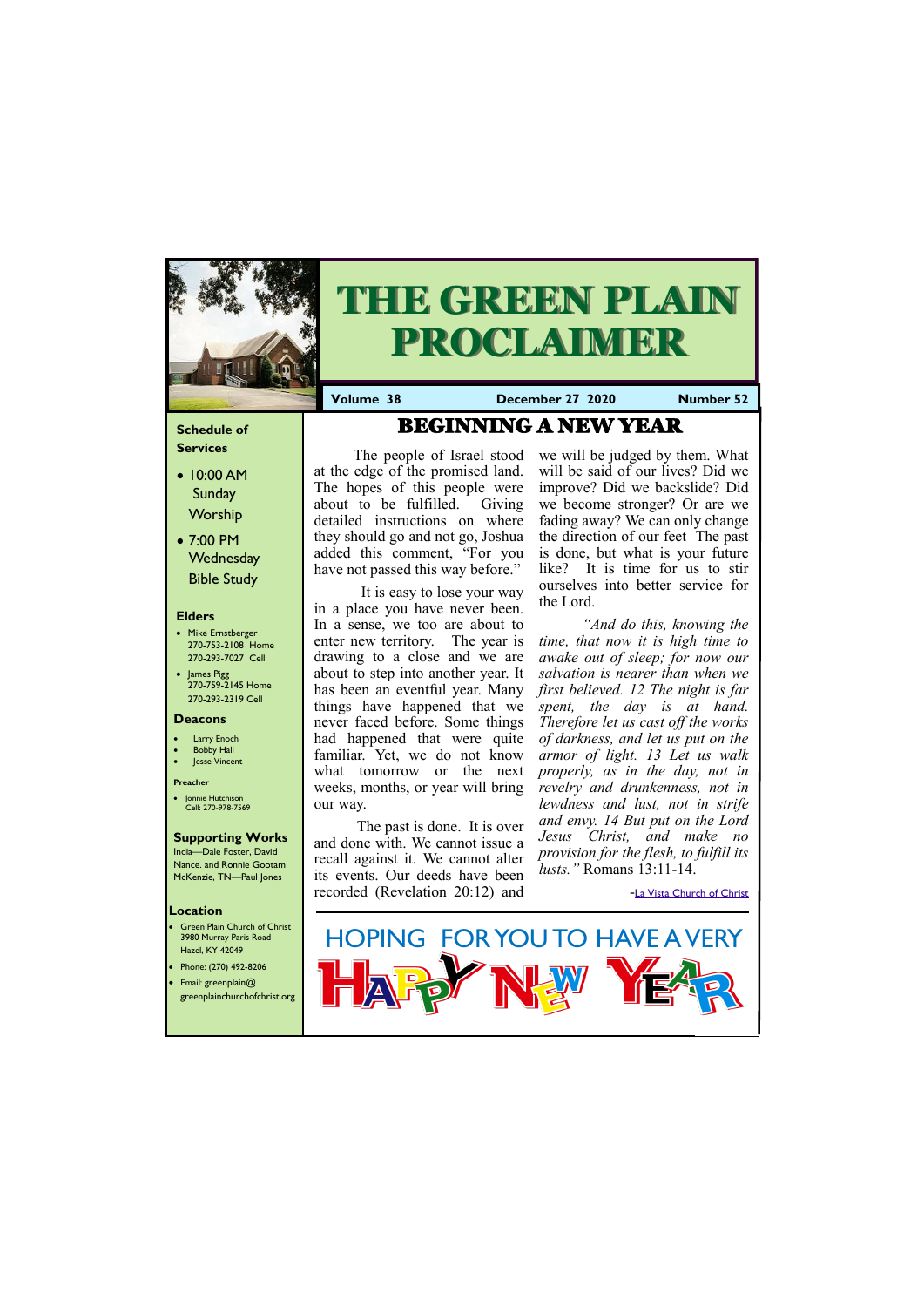# THE GREEN PLAIN PROCLAIMER

**Volume 38** | **December 27 2020** | **Number 52**

## BEGINNING A NEW YEAR

The people of Israel stood at the edge of the promised land. The hopes of this people were about to be fulfilled. Giving detailed instructions on where they should go and not go, Joshua added this comment, "For you have not passed this way before."

It is easy to lose your way in a place you have never been. In a sense, we too are about to enter new territory. The year is drawing to a close and we are about to step into another year. It has been an eventful year. Many things have happened that we never faced before. Some things had happened that were quite familiar. Yet, we do not know what tomorrow or the next weeks, months, or year will bring our way.

The past is done. It is over and done with. We cannot issue a recall against it. We cannot alter its events. Our deeds have been recorded (Revelation 20:12) and we will be judged by them. What will be said of our lives? Did we improve? Did we backslide? Did we become stronger? Or are we fading away? We can only change the direction of our feet The past is done, but what is your future like? It is time for us to stir ourselves into better service for the Lord.

*"And do this, knowing the time, that now it is high time to awake out of sleep; for now our salvation is nearer than when we first believed. 12 The night is far spent, the day is at hand. Therefore let us cast off the works of darkness, and let us put on the armor of light. 13 Let us walk properly, as in the day, not in revelry and drunkenness, not in lewdness and lust, not in strife and envy. 14 But put on the Lord Jesus Christ, and make no provision for the flesh, to fulfill its lusts."* Romans 13:11-14.

-La Vista Church of Christ

HOPING FOR YOU TO HAVE A VERY

HAPPY NEW YEAR

### Schedule of Services

- 10:00 AM Sunday Worship
- 7:00 PM Wednesday Bible Study

### Elders

- Mike Ernstberger
  270-753-2108 Home
  270-293-7027 Cell
- James Pigg
  270-759-2145 Home
  270-293-2319 Cell

### Deacons

- Larry Enoch
- Bobby Hall
- Jesse Vincent

### Preacher

- Jonnie Hutchison
  Cell: 270-978-7569

### Supporting Works

India—Dale Foster, David Nance. and Ronnie Gootam
McKenzie, TN—Paul Jones

### Location

- Green Plain Church of Christ
  3980 Murray Paris Road
  Hazel, KY 42049
- Phone: (270) 492-8206
- Email: greenplain@greenplainchurchofchrist.org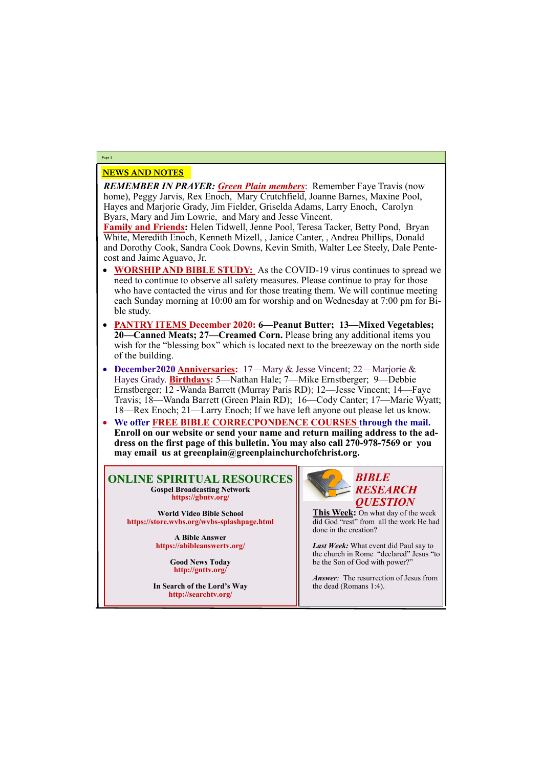## NEWS AND NOTES

***REMEMBER IN PRAYER:*** ***Green Plain members***: Remember Faye Travis (now home), Peggy Jarvis, Rex Enoch, Mary Crutchfield, Joanne Barnes, Maxine Pool, Hayes and Marjorie Grady, Jim Fielder, Griselda Adams, Larry Enoch, Carolyn Byars, Mary and Jim Lowrie, and Mary and Jesse Vincent.

**Family and Friends:** Helen Tidwell, Jenne Pool, Teresa Tacker, Betty Pond, Bryan White, Meredith Enoch, Kenneth Mizell, , Janice Canter, , Andrea Phillips, Donald and Dorothy Cook, Sandra Cook Downs, Kevin Smith, Walter Lee Steely, Dale Pentecost and Jaime Aguavo, Jr.

- **WORSHIP AND BIBLE STUDY:** As the COVID-19 virus continues to spread we need to continue to observe all safety measures. Please continue to pray for those who have contacted the virus and for those treating them. We will continue meeting each Sunday morning at 10:00 am for worship and on Wednesday at 7:00 pm for Bible study.
- **PANTRY ITEMS December 2020: 6—Peanut Butter; 13—Mixed Vegetables; 20—Canned Meats; 27—Creamed Corn.** Please bring any additional items you wish for the "blessing box" which is located next to the breezeway on the north side of the building.
- **December2020 Anniversaries:** 17—Mary & Jesse Vincent; 22—Marjorie & Hayes Grady. **Birthdays:** 5—Nathan Hale; 7—Mike Ernstberger; 9—Debbie Ernstberger; 12 -Wanda Barrett (Murray Paris RD); 12—Jesse Vincent; 14—Faye Travis; 18—Wanda Barrett (Green Plain RD); 16—Cody Canter; 17—Marie Wyatt; 18—Rex Enoch; 21—Larry Enoch; If we have left anyone out please let us know.
- **We offer FREE BIBLE CORRECPONDENCE COURSES through the mail. Enroll on our website or send your name and return mailing address to the address on the first page of this bulletin. You may also call 270-978-7569 or you may email us at greenplain@greenplainchurchofchrist.org.**

## ONLINE SPIRITUAL RESOURCES

**Gospel Broadcasting Network**
**https://gbntv.org/**

**World Video Bible School**
**https://store.wvbs.org/wvbs-splashpage.html**

**A Bible Answer**
**https://abibleanswertv.org/**

**Good News Today**
**http://gnttv.org/**

**In Search of the Lord's Way**
**http://searchtv.org/**

## *BIBLE RESEARCH QUESTION*

**This Week:** On what day of the week did God "rest" from all the work He had done in the creation?

***Last Week:*** What event did Paul say to the church in Rome "declared" Jesus "to be the Son of God with power?"

***Answer:*** The resurrection of Jesus from the dead (Romans 1:4).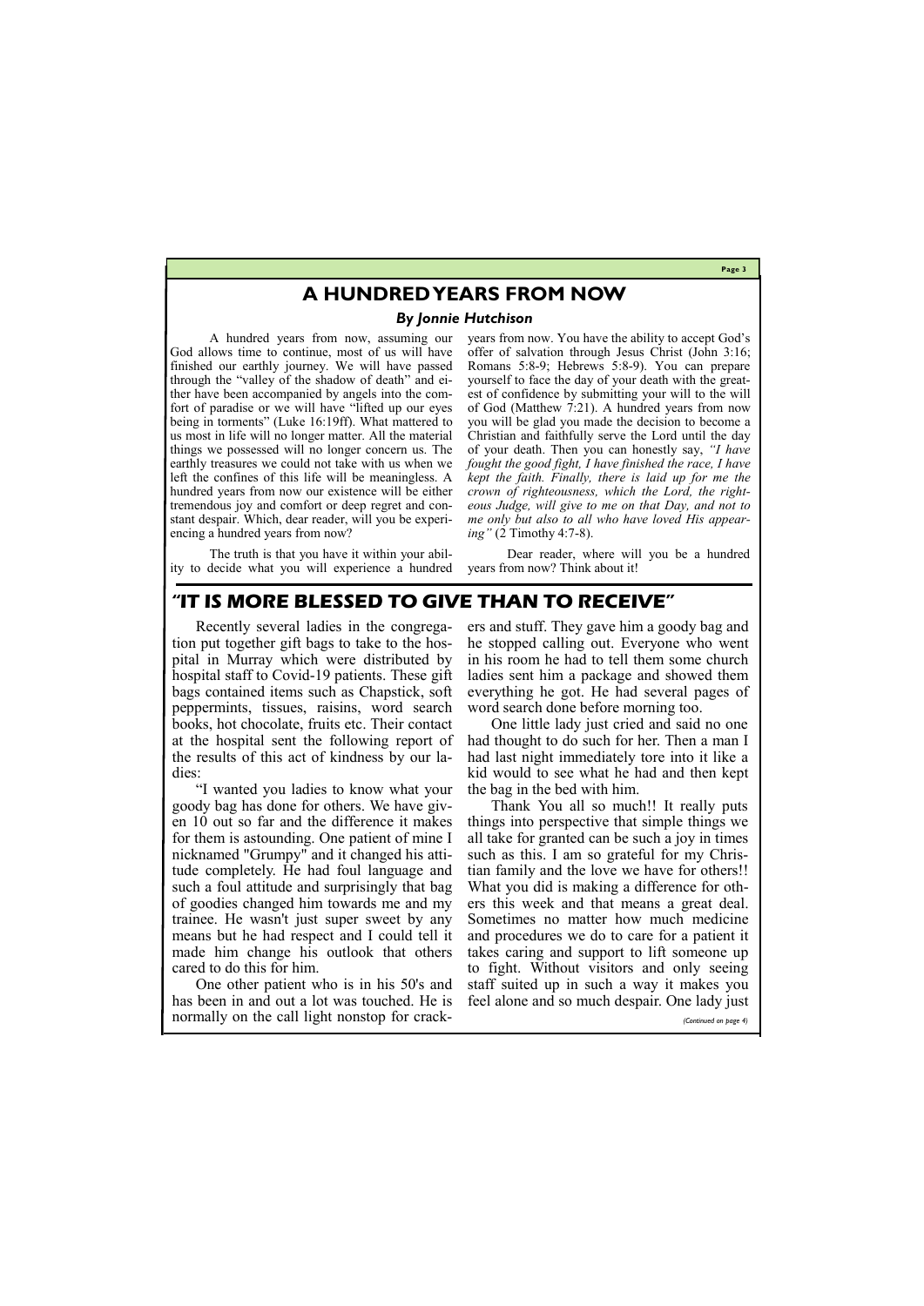## A HUNDRED YEARS FROM NOW

### *By Jonnie Hutchison*

A hundred years from now, assuming our God allows time to continue, most of us will have finished our earthly journey. We will have passed through the "valley of the shadow of death" and either have been accompanied by angels into the comfort of paradise or we will have "lifted up our eyes being in torments" (Luke 16:19ff). What mattered to us most in life will no longer matter. All the material things we possessed will no longer concern us. The earthly treasures we could not take with us when we left the confines of this life will be meaningless. A hundred years from now our existence will be either tremendous joy and comfort or deep regret and constant despair. Which, dear reader, will you be experiencing a hundred years from now?

The truth is that you have it within your ability to decide what you will experience a hundred years from now. You have the ability to accept God's offer of salvation through Jesus Christ (John 3:16; Romans 5:8-9; Hebrews 5:8-9). You can prepare yourself to face the day of your death with the greatest of confidence by submitting your will to the will of God (Matthew 7:21). A hundred years from now you will be glad you made the decision to become a Christian and faithfully serve the Lord until the day of your death. Then you can honestly say, *"I have fought the good fight, I have finished the race, I have kept the faith. Finally, there is laid up for me the crown of righteousness, which the Lord, the righteous Judge, will give to me on that Day, and not to me only but also to all who have loved His appearing"* (2 Timothy 4:7-8).

Dear reader, where will you be a hundred years from now? Think about it!

## "IT IS MORE BLESSED TO GIVE THAN TO RECEIVE"

Recently several ladies in the congregation put together gift bags to take to the hospital in Murray which were distributed by hospital staff to Covid-19 patients. These gift bags contained items such as Chapstick, soft peppermints, tissues, raisins, word search books, hot chocolate, fruits etc. Their contact at the hospital sent the following report of the results of this act of kindness by our ladies:

"I wanted you ladies to know what your goody bag has done for others. We have given 10 out so far and the difference it makes for them is astounding. One patient of mine I nicknamed "Grumpy" and it changed his attitude completely. He had foul language and such a foul attitude and surprisingly that bag of goodies changed him towards me and my trainee. He wasn't just super sweet by any means but he had respect and I could tell it made him change his outlook that others cared to do this for him.

One other patient who is in his 50's and has been in and out a lot was touched. He is normally on the call light nonstop for crackers and stuff. They gave him a goody bag and he stopped calling out. Everyone who went in his room he had to tell them some church ladies sent him a package and showed them everything he got. He had several pages of word search done before morning too.

One little lady just cried and said no one had thought to do such for her. Then a man I had last night immediately tore into it like a kid would to see what he had and then kept the bag in the bed with him.

Thank You all so much!! It really puts things into perspective that simple things we all take for granted can be such a joy in times such as this. I am so grateful for my Christian family and the love we have for others!! What you did is making a difference for others this week and that means a great deal. Sometimes no matter how much medicine and procedures we do to care for a patient it takes caring and support to lift someone up to fight. Without visitors and only seeing staff suited up in such a way it makes you feel alone and so much despair. One lady just

*(Continued on page 4)*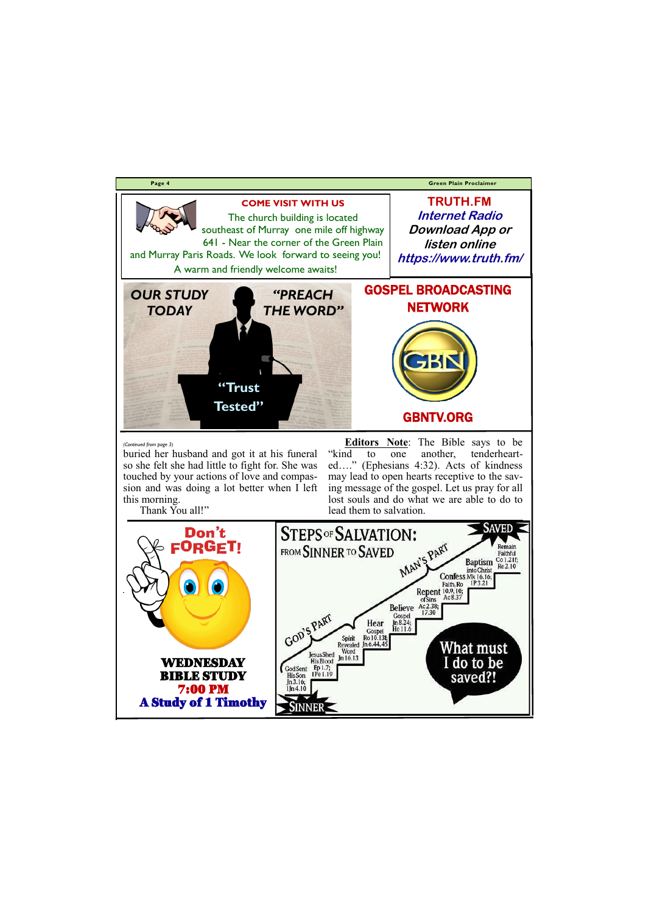## COME VISIT WITH US

The church building is located southeast of Murray one mile off highway 641 - Near the corner of the Green Plain and Murray Paris Roads. We look forward to seeing you! A warm and friendly welcome awaits!

## TRUTH.FM

*Internet Radio*

*Download App or listen online*

*https://www.truth.fm/*

## OUR STUDY TODAY

"PREACH THE WORD"

"Trust Tested"

## GOSPEL BROADCASTING NETWORK

GBN

GBNTV.ORG

*(Continued from page 3)*

buried her husband and got it at his funeral so she felt she had little to fight for. She was touched by your actions of love and compassion and was doing a lot better when I left this morning.

Thank You all!"

**Editors Note**: The Bible says to be "kind to one another, tenderhearted…." (Ephesians 4:32). Acts of kindness may lead to open hearts receptive to the saving message of the gospel. Let us pray for all lost souls and do what we are able to do to lead them to salvation.

## Don't FORGET!

**WEDNESDAY BIBLE STUDY**

**7:00 PM**

**A Study of 1 Timothy**

## STEPS OF SALVATION: FROM SINNER TO SAVED

GOD'S PART

God Sent His Son Jn3.16; 1Jn4.10

Jesus Shed His Blood Ep 1.7; 1Pe 1.19

Spirit Revealed Word Jn 16.13

MAN'S PART

Hear Gospel Ro 10.13ff; Jn 6.44,45

Believe Gospel Jn 8.24; He 11.6

Repent of Sins Ac 2.38; 17.30

Confess Faith, Ro 10.9,10; Ac 8.37

Baptism into Christ Mk 16.16; 1P 3.21

Remain Faithful Co 1.21f; Re 2.10

SINNER

SAVED

What must I do to be saved?!